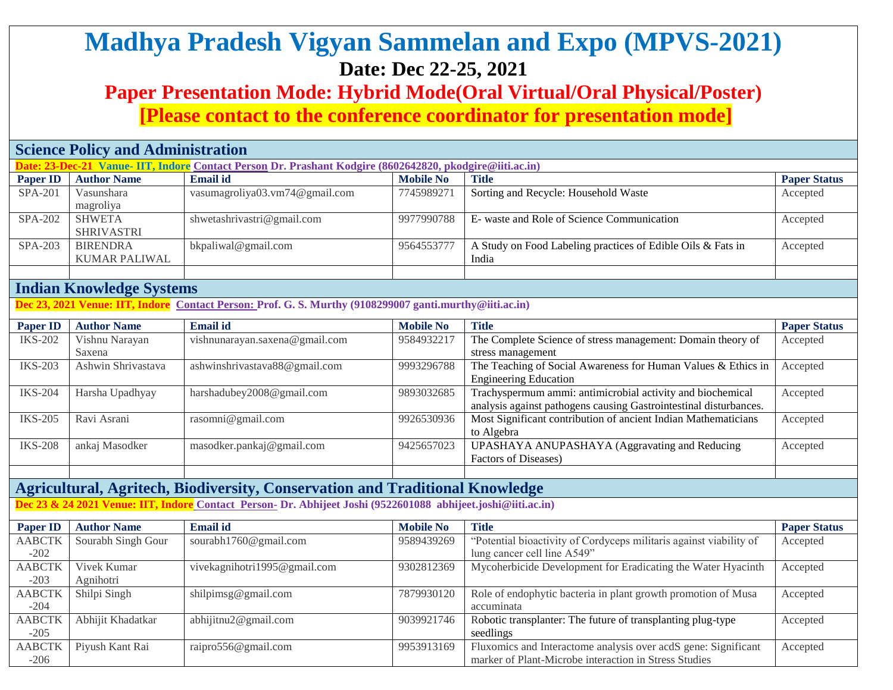# Madhya Pradesh Vigyan Sammelan and Expo (MPVS-2021)

## Date: Dec 22-25, 2021

## Paper Presentation Mode: Hybrid Mode(Oral Virtual/Oral Physical/Poster)

## [Please contact to the conference coordinator for presentation mode]

### Science Policy and Administration

**Date: 23-Dec-21 Vanue- IIT, Indore** **Contact Person** **Dr. Prashant Kodgire (8602642820, pkodgire@iiti.ac.in)**

| Paper ID | Author Name | Email id | Mobile No | Title | Paper Status |
|---|---|---|---|---|---|
| SPA-201 | Vasunshara magroliya | vasumagroliya03.vm74@gmail.com | 7745989271 | Sorting and Recycle: Household Waste | Accepted |
| SPA-202 | SHWETA SHRIVASTRI | shwetashrivastri@gmail.com | 9977990788 | E- waste and Role of Science Communication | Accepted |
| SPA-203 | BIRENDRA KUMAR PALIWAL | bkpaliwal@gmail.com | 9564553777 | A Study on Food Labeling practices of Edible Oils & Fats in India | Accepted |
| | | | | | |

### Indian Knowledge Systems

**Dec 23, 2021 Venue: IIT, Indore** **Contact Person:** **Prof. G. S. Murthy (9108299007 ganti.murthy@iiti.ac.in)**

| Paper ID | Author Name | Email id | Mobile No | Title | Paper Status |
|---|---|---|---|---|---|
| IKS-202 | Vishnu Narayan Saxena | vishnunarayan.saxena@gmail.com | 9584932217 | The Complete Science of stress management: Domain theory of stress management | Accepted |
| IKS-203 | Ashwin Shrivastava | ashwinshrivastava88@gmail.com | 9993296788 | The Teaching of Social Awareness for Human Values & Ethics in Engineering Education | Accepted |
| IKS-204 | Harsha Upadhyay | harshadubey2008@gmail.com | 9893032685 | Trachyspermum ammi: antimicrobial activity and biochemical analysis against pathogens causing Gastrointestinal disturbances. | Accepted |
| IKS-205 | Ravi Asrani | rasomni@gmail.com | 9926530936 | Most Significant contribution of ancient Indian Mathematicians to Algebra | Accepted |
| IKS-208 | ankaj Masodker | masodker.pankaj@gmail.com | 9425657023 | UPASHAYA ANUPASHAYA (Aggravating and Reducing Factors of Diseases) | Accepted |
| | | | | | |

### Agricultural, Agritech, Biodiversity, Conservation and Traditional Knowledge

**Dec 23 & 24 2021 Venue: IIT, Indore** **Contact Person-** **Dr. Abhijeet Joshi (9522601088 abhijeet.joshi@iiti.ac.in)**

| Paper ID | Author Name | Email id | Mobile No | Title | Paper Status |
|---|---|---|---|---|---|
| AABCTK-202 | Sourabh Singh Gour | sourabh1760@gmail.com | 9589439269 | "Potential bioactivity of Cordyceps militaris against viability of lung cancer cell line A549" | Accepted |
| AABCTK-203 | Vivek Kumar Agnihotri | vivekagnihotri1995@gmail.com | 9302812369 | Mycoherbicide Development for Eradicating the Water Hyacinth | Accepted |
| AABCTK-204 | Shilpi Singh | shilpimsg@gmail.com | 7879930120 | Role of endophytic bacteria in plant growth promotion of Musa accuminata | Accepted |
| AABCTK-205 | Abhijit Khadatkar | abhijitnu2@gmail.com | 9039921746 | Robotic transplanter: The future of transplanting plug-type seedlings | Accepted |
| AABCTK-206 | Piyush Kant Rai | raipro556@gmail.com | 9953913169 | Fluxomics and Interactome analysis over acdS gene: Significant marker of Plant-Microbe interaction in Stress Studies | Accepted |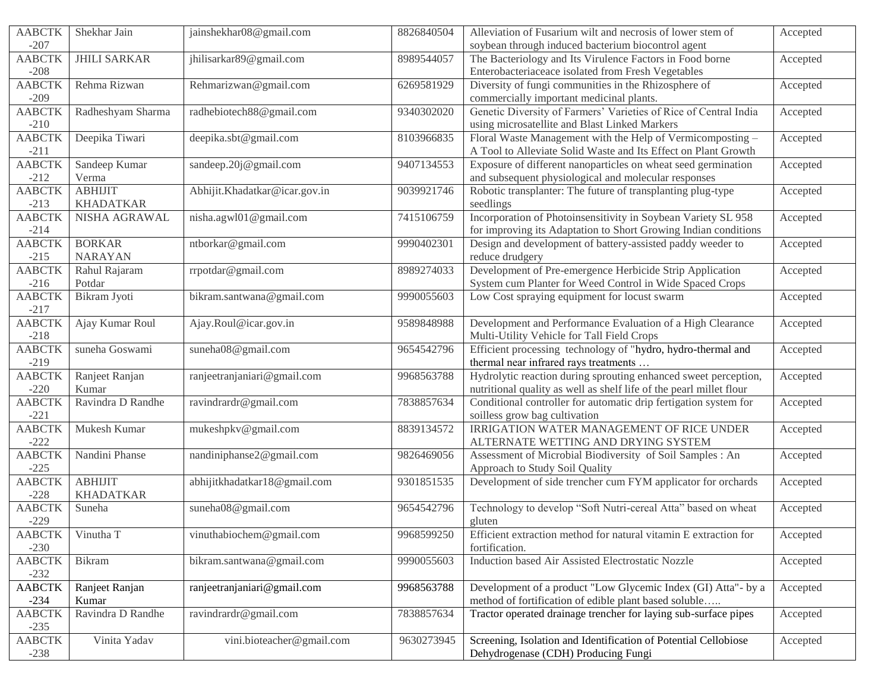| AABCTK -207 | Shekhar Jain | jainshekhar08@gmail.com | 8826840504 | Alleviation of Fusarium wilt and necrosis of lower stem of soybean through induced bacterium biocontrol agent | Accepted |
|---|---|---|---|---|---|
| AABCTK -208 | JHILI SARKAR | jhilisarkar89@gmail.com | 8989544057 | The Bacteriology and Its Virulence Factors in Food borne Enterobacteriaceae isolated from Fresh Vegetables | Accepted |
| AABCTK -209 | Rehma Rizwan | Rehmarizwan@gmail.com | 6269581929 | Diversity of fungi communities in the Rhizosphere of commercially important medicinal plants. | Accepted |
| AABCTK -210 | Radheshyam Sharma | radhebiotech88@gmail.com | 9340302020 | Genetic Diversity of Farmers' Varieties of Rice of Central India using microsatellite and Blast Linked Markers | Accepted |
| AABCTK -211 | Deepika Tiwari | deepika.sbt@gmail.com | 8103966835 | Floral Waste Management with the Help of Vermicomposting – A Tool to Alleviate Solid Waste and Its Effect on Plant Growth | Accepted |
| AABCTK -212 | Sandeep Kumar Verma | sandeep.20j@gmail.com | 9407134553 | Exposure of different nanoparticles on wheat seed germination and subsequent physiological and molecular responses | Accepted |
| AABCTK -213 | ABHIJIT KHADATKAR | Abhijit.Khadatkar@icar.gov.in | 9039921746 | Robotic transplanter: The future of transplanting plug-type seedlings | Accepted |
| AABCTK -214 | NISHA AGRAWAL | nisha.agwl01@gmail.com | 7415106759 | Incorporation of Photoinsensitivity in Soybean Variety SL 958 for improving its Adaptation to Short Growing Indian conditions | Accepted |
| AABCTK -215 | BORKAR NARAYAN | ntborkar@gmail.com | 9990402301 | Design and development of battery-assisted paddy weeder to reduce drudgery | Accepted |
| AABCTK -216 | Rahul Rajaram Potdar | rrpotdar@gmail.com | 8989274033 | Development of Pre-emergence Herbicide Strip Application System cum Planter for Weed Control in Wide Spaced Crops | Accepted |
| AABCTK -217 | Bikram Jyoti | bikram.santwana@gmail.com | 9990055603 | Low Cost spraying equipment for locust swarm | Accepted |
| AABCTK -218 | Ajay Kumar Roul | Ajay.Roul@icar.gov.in | 9589848988 | Development and Performance Evaluation of a High Clearance Multi-Utility Vehicle for Tall Field Crops | Accepted |
| AABCTK -219 | suneha Goswami | suneha08@gmail.com | 9654542796 | Efficient processing technology of "hydro, hydro-thermal and thermal near infrared rays treatments … | Accepted |
| AABCTK -220 | Ranjeet Ranjan Kumar | ranjeetranjaniari@gmail.com | 9968563788 | Hydrolytic reaction during sprouting enhanced sweet perception, nutritional quality as well as shelf life of the pearl millet flour | Accepted |
| AABCTK -221 | Ravindra D Randhe | ravindrardr@gmail.com | 7838857634 | Conditional controller for automatic drip fertigation system for soilless grow bag cultivation | Accepted |
| AABCTK -222 | Mukesh Kumar | mukeshpkv@gmail.com | 8839134572 | IRRIGATION WATER MANAGEMENT OF RICE UNDER ALTERNATE WETTING AND DRYING SYSTEM | Accepted |
| AABCTK -225 | Nandini Phanse | nandiniphanse2@gmail.com | 9826469056 | Assessment of Microbial Biodiversity of Soil Samples : An Approach to Study Soil Quality | Accepted |
| AABCTK -228 | ABHIJIT KHADATKAR | abhijitkhadatkar18@gmail.com | 9301851535 | Development of side trencher cum FYM applicator for orchards | Accepted |
| AABCTK -229 | Suneha | suneha08@gmail.com | 9654542796 | Technology to develop "Soft Nutri-cereal Atta" based on wheat gluten | Accepted |
| AABCTK -230 | Vinutha T | vinuthabiochem@gmail.com | 9968599250 | Efficient extraction method for natural vitamin E extraction for fortification. | Accepted |
| AABCTK -232 | Bikram | bikram.santwana@gmail.com | 9990055603 | Induction based Air Assisted Electrostatic Nozzle | Accepted |
| AABCTK -234 | Ranjeet Ranjan Kumar | ranjeetranjaniari@gmail.com | 9968563788 | Development of a product "Low Glycemic Index (GI) Atta"- by a method of fortification of edible plant based soluble….. | Accepted |
| AABCTK -235 | Ravindra D Randhe | ravindrardr@gmail.com | 7838857634 | Tractor operated drainage trencher for laying sub-surface pipes | Accepted |
| AABCTK -238 | Vinita Yadav | vini.bioteacher@gmail.com | 9630273945 | Screening, Isolation and Identification of Potential Cellobiose Dehydrogenase (CDH) Producing Fungi | Accepted |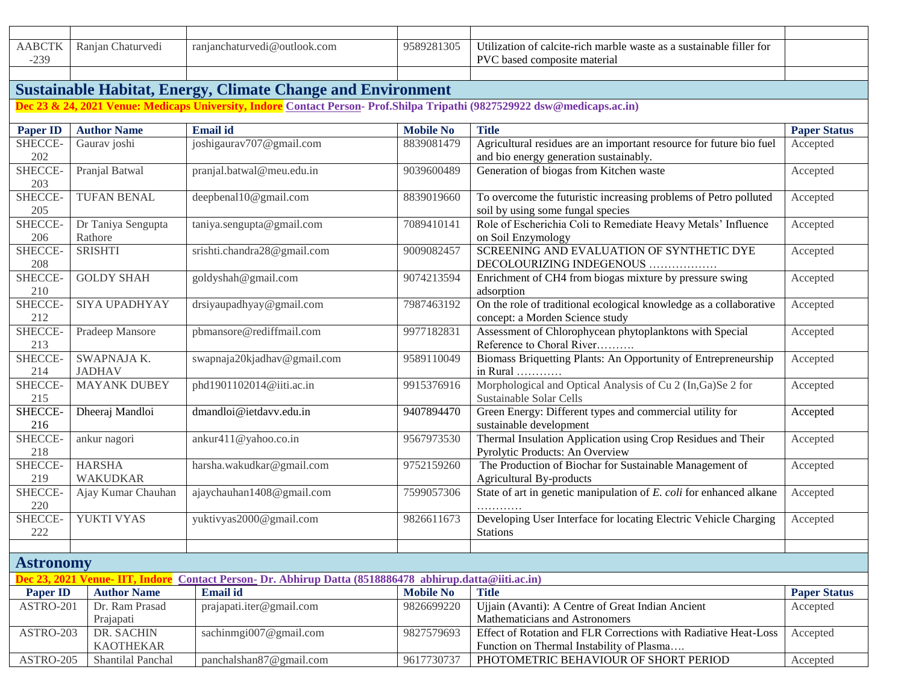| | | | | | |
|---|---|---|---|---|---|
| AABCTK-239 | Ranjan Chaturvedi | ranjanchaturvedi@outlook.com | 9589281305 | Utilization of calcite-rich marble waste as a sustainable filler for PVC based composite material | |

## Sustainable Habitat, Energy, Climate Change and Environment

**Dec 23 & 24, 2021 Venue: Medicaps University, Indore** **Contact Person- Prof.Shilpa Tripathi (9827529922 dsw@medicaps.ac.in)**

| Paper ID | Author Name | Email id | Mobile No | Title | Paper Status |
|---|---|---|---|---|---|
| SHECCE-202 | Gaurav joshi | joshigaurav707@gmail.com | 8839081479 | Agricultural residues are an important resource for future bio fuel and bio energy generation sustainably. | Accepted |
| SHECCE-203 | Pranjal Batwal | pranjal.batwal@meu.edu.in | 9039600489 | Generation of biogas from Kitchen waste | Accepted |
| SHECCE-205 | TUFAN BENAL | deepbenal10@gmail.com | 8839019660 | To overcome the futuristic increasing problems of Petro polluted soil by using some fungal species | Accepted |
| SHECCE-206 | Dr Taniya Sengupta Rathore | taniya.sengupta@gmail.com | 7089410141 | Role of Escherichia Coli to Remediate Heavy Metals' Influence on Soil Enzymology | Accepted |
| SHECCE-208 | SRISHTI | srishti.chandra28@gmail.com | 9009082457 | SCREENING AND EVALUATION OF SYNTHETIC DYE DECOLOURIZING INDEGENOUS ……………… | Accepted |
| SHECCE-210 | GOLDY SHAH | goldyshah@gmail.com | 9074213594 | Enrichment of CH4 from biogas mixture by pressure swing adsorption | Accepted |
| SHECCE-212 | SIYA UPADHYAY | drsiyaupadhyay@gmail.com | 7987463192 | On the role of traditional ecological knowledge as a collaborative concept: a Morden Science study | Accepted |
| SHECCE-213 | Pradeep Mansore | pbmansore@rediffmail.com | 9977182831 | Assessment of Chlorophycean phytoplanktons with Special Reference to Choral River………. | Accepted |
| SHECCE-214 | SWAPNAJA K. JADHAV | swapnaja20kjadhav@gmail.com | 9589110049 | Biomass Briquetting Plants: An Opportunity of Entrepreneurship in Rural ………… | Accepted |
| SHECCE-215 | MAYANK DUBEY | phd1901102014@iiti.ac.in | 9915376916 | Morphological and Optical Analysis of Cu 2 (In,Ga)Se 2 for Sustainable Solar Cells | Accepted |
| SHECCE-216 | Dheeraj Mandloi | dmandloi@ietdavv.edu.in | 9407894470 | Green Energy: Different types and commercial utility for sustainable development | Accepted |
| SHECCE-218 | ankur nagori | ankur411@yahoo.co.in | 9567973530 | Thermal Insulation Application using Crop Residues and Their Pyrolytic Products: An Overview | Accepted |
| SHECCE-219 | HARSHA WAKUDKAR | harsha.wakudkar@gmail.com | 9752159260 | The Production of Biochar for Sustainable Management of Agricultural By-products | Accepted |
| SHECCE-220 | Ajay Kumar Chauhan | ajaychauhan1408@gmail.com | 7599057306 | State of art in genetic manipulation of *E. coli* for enhanced alkane ………… | Accepted |
| SHECCE-222 | YUKTI VYAS | yuktivyas2000@gmail.com | 9826611673 | Developing User Interface for locating Electric Vehicle Charging Stations | Accepted |

## Astronomy

**Dec 23, 2021 Venue- IIT, Indore** **Contact Person- Dr. Abhirup Datta (8518886478 abhirup.datta@iiti.ac.in)**

| Paper ID | Author Name | Email id | Mobile No | Title | Paper Status |
|---|---|---|---|---|---|
| ASTRO-201 | Dr. Ram Prasad Prajapati | prajapati.iter@gmail.com | 9826699220 | Ujjain (Avanti): A Centre of Great Indian Ancient Mathematicians and Astronomers | Accepted |
| ASTRO-203 | DR. SACHIN KAOTHEKAR | sachinmgi007@gmail.com | 9827579693 | Effect of Rotation and FLR Corrections with Radiative Heat-Loss Function on Thermal Instability of Plasma…. | Accepted |
| ASTRO-205 | Shantilal Panchal | panchalshan87@gmail.com | 9617730737 | PHOTOMETRIC BEHAVIOUR OF SHORT PERIOD | Accepted |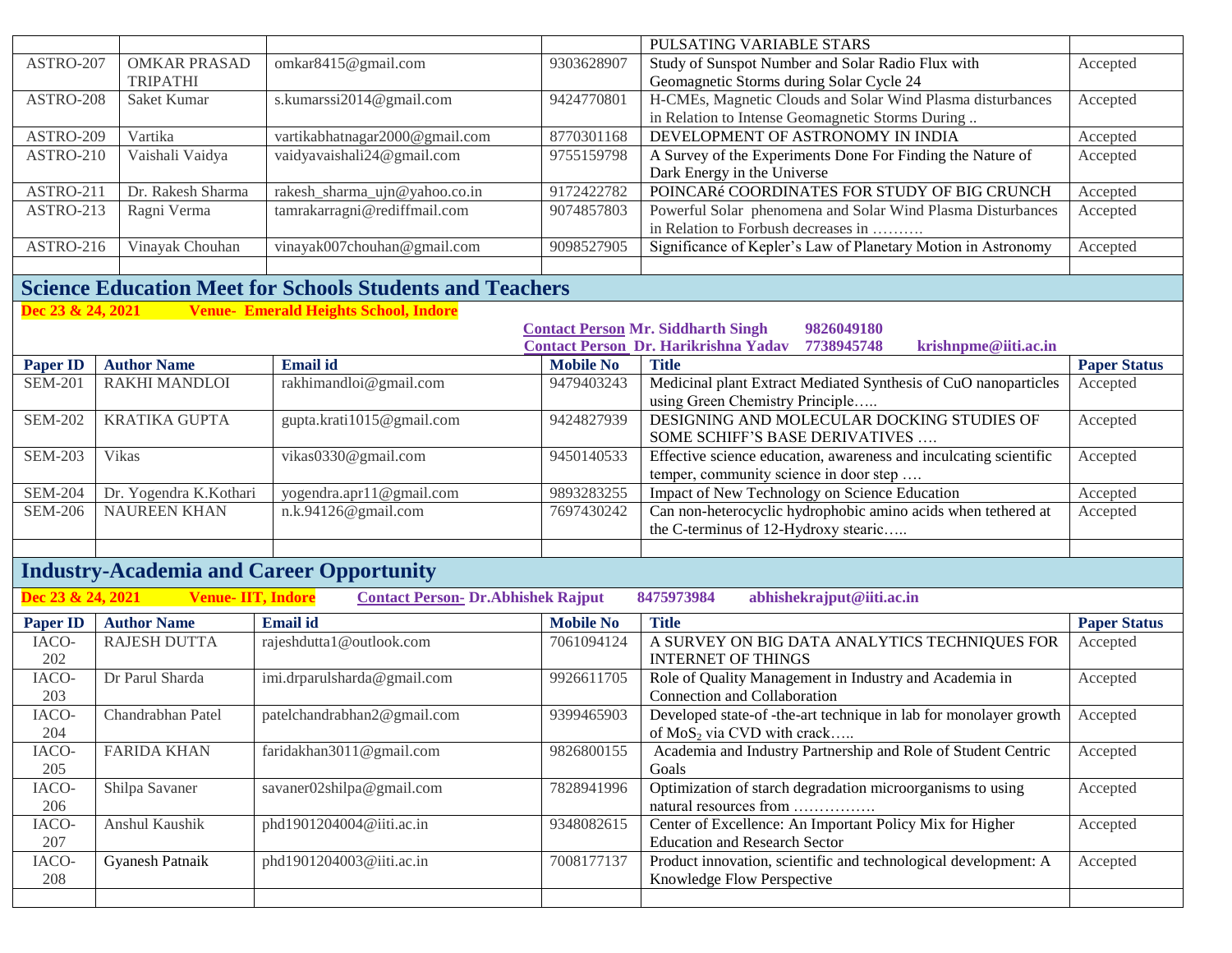| | | | | PULSATING VARIABLE STARS | |
|---|---|---|---|---|---|
| ASTRO-207 | OMKAR PRASAD TRIPATHI | omkar8415@gmail.com | 9303628907 | Study of Sunspot Number and Solar Radio Flux with Geomagnetic Storms during Solar Cycle 24 | Accepted |
| ASTRO-208 | Saket Kumar | s.kumarssi2014@gmail.com | 9424770801 | H-CMEs, Magnetic Clouds and Solar Wind Plasma disturbances in Relation to Intense Geomagnetic Storms During .. | Accepted |
| ASTRO-209 | Vartika | vartikabhatnagar2000@gmail.com | 8770301168 | DEVELOPMENT OF ASTRONOMY IN INDIA | Accepted |
| ASTRO-210 | Vaishali Vaidya | vaidyavaishali24@gmail.com | 9755159798 | A Survey of the Experiments Done For Finding the Nature of Dark Energy in the Universe | Accepted |
| ASTRO-211 | Dr. Rakesh Sharma | rakesh_sharma_ujn@yahoo.co.in | 9172422782 | POINCARé COORDINATES FOR STUDY OF BIG CRUNCH | Accepted |
| ASTRO-213 | Ragni Verma | tamrakarragni@rediffmail.com | 9074857803 | Powerful Solar phenomena and Solar Wind Plasma Disturbances in Relation to Forbush decreases in ………. | Accepted |
| ASTRO-216 | Vinayak Chouhan | vinayak007chouhan@gmail.com | 9098527905 | Significance of Kepler's Law of Planetary Motion in Astronomy | Accepted |
| | | | | | |

## Science Education Meet for Schools Students and Teachers

**Dec 23 & 24, 2021 Venue- Emerald Heights School, Indore**

**Contact Person Mr. Siddharth Singh 9826049180**
**Contact Person Dr. Harikrishna Yadav 7738945748 krishnpme@iiti.ac.in**

| Paper ID | Author Name | Email id | Mobile No | Title | Paper Status |
|---|---|---|---|---|---|
| SEM-201 | RAKHI MANDLOI | rakhimandloi@gmail.com | 9479403243 | Medicinal plant Extract Mediated Synthesis of CuO nanoparticles using Green Chemistry Principle….. | Accepted |
| SEM-202 | KRATIKA GUPTA | gupta.krati1015@gmail.com | 9424827939 | DESIGNING AND MOLECULAR DOCKING STUDIES OF SOME SCHIFF'S BASE DERIVATIVES …. | Accepted |
| SEM-203 | Vikas | vikas0330@gmail.com | 9450140533 | Effective science education, awareness and inculcating scientific temper, community science in door step …. | Accepted |
| SEM-204 | Dr. Yogendra K.Kothari | yogendra.apr11@gmail.com | 9893283255 | Impact of New Technology on Science Education | Accepted |
| SEM-206 | NAUREEN KHAN | n.k.94126@gmail.com | 7697430242 | Can non-heterocyclic hydrophobic amino acids when tethered at the C-terminus of 12-Hydroxy stearic….. | Accepted |
| | | | | | |

## Industry-Academia and Career Opportunity

**Dec 23 & 24, 2021 Venue- IIT, Indore Contact Person- Dr.Abhishek Rajput 8475973984 abhishekrajput@iiti.ac.in**

| Paper ID | Author Name | Email id | Mobile No | Title | Paper Status |
|---|---|---|---|---|---|
| IACO-202 | RAJESH DUTTA | rajeshdutta1@outlook.com | 7061094124 | A SURVEY ON BIG DATA ANALYTICS TECHNIQUES FOR INTERNET OF THINGS | Accepted |
| IACO-203 | Dr Parul Sharda | imi.drparulsharda@gmail.com | 9926611705 | Role of Quality Management in Industry and Academia in Connection and Collaboration | Accepted |
| IACO-204 | Chandrabhan Patel | patelchandrabhan2@gmail.com | 9399465903 | Developed state-of -the-art technique in lab for monolayer growth of $MoS_2$ via CVD with crack….. | Accepted |
| IACO-205 | FARIDA KHAN | faridakhan3011@gmail.com | 9826800155 | Academia and Industry Partnership and Role of Student Centric Goals | Accepted |
| IACO-206 | Shilpa Savaner | savaner02shilpa@gmail.com | 7828941996 | Optimization of starch degradation microorganisms to using natural resources from ……………. | Accepted |
| IACO-207 | Anshul Kaushik | phd1901204004@iiti.ac.in | 9348082615 | Center of Excellence: An Important Policy Mix for Higher Education and Research Sector | Accepted |
| IACO-208 | Gyanesh Patnaik | phd1901204003@iiti.ac.in | 7008177137 | Product innovation, scientific and technological development: A Knowledge Flow Perspective | Accepted |
| | | | | | |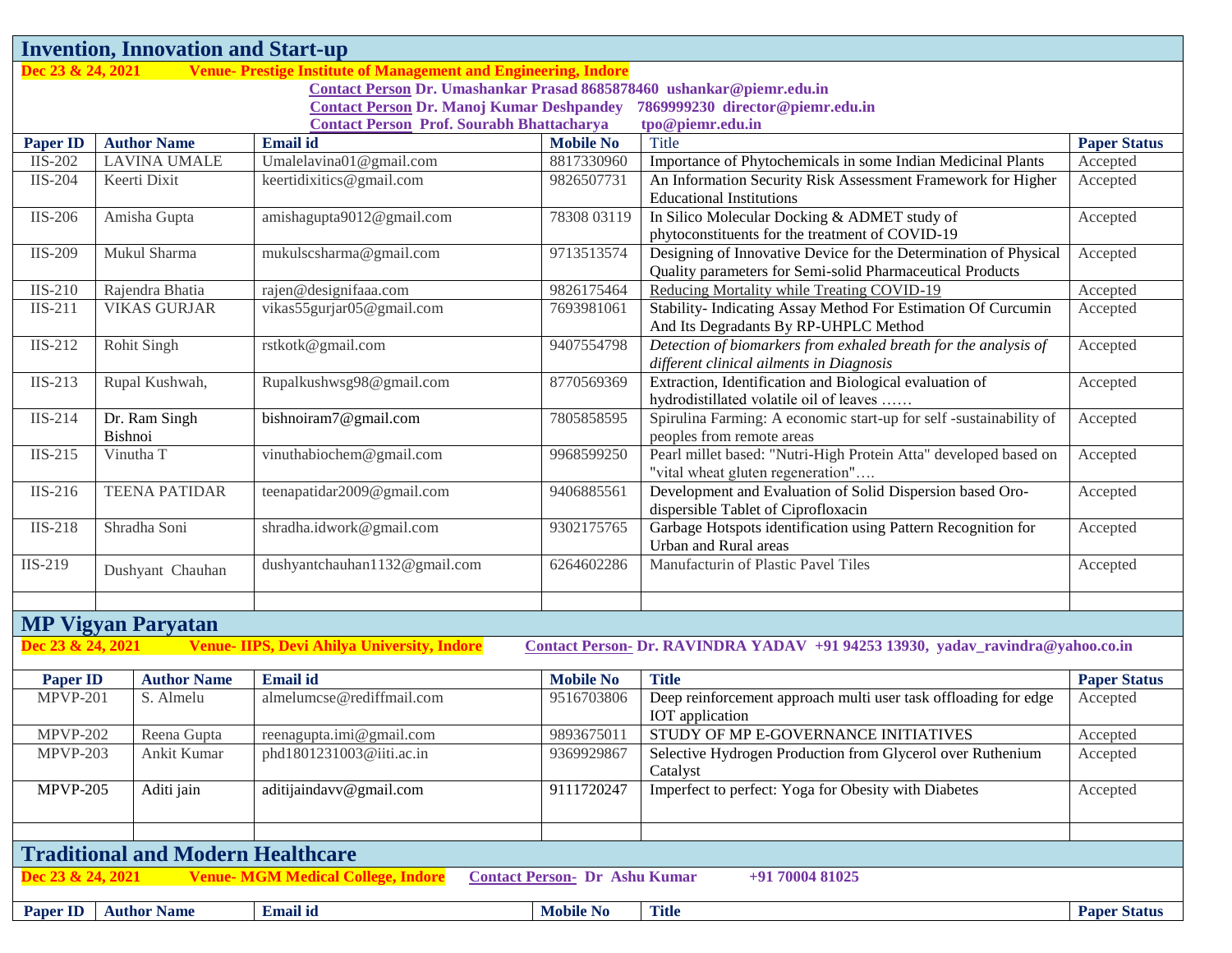## Invention, Innovation and Start-up

**Dec 23 & 24, 2021** **Venue- Prestige Institute of Management and Engineering, Indore**

**Contact Person Dr. Umashankar Prasad 8685878460 ushankar@piemr.edu.in**
**Contact Person Dr. Manoj Kumar Deshpandey 7869999230 director@piemr.edu.in**
**Contact Person Prof. Sourabh Bhattacharya tpo@piemr.edu.in**

| Paper ID | Author Name | Email id | Mobile No | Title | Paper Status |
|---|---|---|---|---|---|
| IIS-202 | LAVINA UMALE | Umalelavina01@gmail.com | 8817330960 | Importance of Phytochemicals in some Indian Medicinal Plants | Accepted |
| IIS-204 | Keerti Dixit | keertidixitics@gmail.com | 9826507731 | An Information Security Risk Assessment Framework for Higher Educational Institutions | Accepted |
| IIS-206 | Amisha Gupta | amishagupta9012@gmail.com | 78308 03119 | In Silico Molecular Docking & ADMET study of phytoconstituents for the treatment of COVID-19 | Accepted |
| IIS-209 | Mukul Sharma | mukulscsharma@gmail.com | 9713513574 | Designing of Innovative Device for the Determination of Physical Quality parameters for Semi-solid Pharmaceutical Products | Accepted |
| IIS-210 | Rajendra Bhatia | rajen@designifaaa.com | 9826175464 | Reducing Mortality while Treating COVID-19 | Accepted |
| IIS-211 | VIKAS GURJAR | vikas55gurjar05@gmail.com | 7693981061 | Stability- Indicating Assay Method For Estimation Of Curcumin And Its Degradants By RP-UHPLC Method | Accepted |
| IIS-212 | Rohit Singh | rstkotk@gmail.com | 9407554798 | *Detection of biomarkers from exhaled breath for the analysis of different clinical ailments in Diagnosis* | Accepted |
| IIS-213 | Rupal Kushwah, | Rupalkushwsg98@gmail.com | 8770569369 | Extraction, Identification and Biological evaluation of hydrodistillated volatile oil of leaves …… | Accepted |
| IIS-214 | Dr. Ram Singh Bishnoi | bishnoiram7@gmail.com | 7805858595 | Spirulina Farming: A economic start-up for self -sustainability of peoples from remote areas | Accepted |
| IIS-215 | Vinutha T | vinuthabiochem@gmail.com | 9968599250 | Pearl millet based: "Nutri-High Protein Atta" developed based on "vital wheat gluten regeneration"…. | Accepted |
| IIS-216 | TEENA PATIDAR | teenapatidar2009@gmail.com | 9406885561 | Development and Evaluation of Solid Dispersion based Oro-dispersible Tablet of Ciprofloxacin | Accepted |
| IIS-218 | Shradha Soni | shradha.idwork@gmail.com | 9302175765 | Garbage Hotspots identification using Pattern Recognition for Urban and Rural areas | Accepted |
| IIS-219 | Dushyant Chauhan | dushyantchauhan1132@gmail.com | 6264602286 | Manufacturin of Plastic Pavel Tiles | Accepted |
| | | | | | |

## MP Vigyan Paryatan

**Dec 23 & 24, 2021** **Venue- IIPS, Devi Ahilya University, Indore** **Contact Person- Dr. RAVINDRA YADAV +91 94253 13930, yadav_ravindra@yahoo.co.in**

| Paper ID | Author Name | Email id | Mobile No | Title | Paper Status |
|---|---|---|---|---|---|
| MPVP-201 | S. Almelu | almelumcse@rediffmail.com | 9516703806 | Deep reinforcement approach multi user task offloading for edge IOT application | Accepted |
| MPVP-202 | Reena Gupta | reenagupta.imi@gmail.com | 9893675011 | STUDY OF MP E-GOVERNANCE INITIATIVES | Accepted |
| MPVP-203 | Ankit Kumar | phd1801231003@iiti.ac.in | 9369929867 | Selective Hydrogen Production from Glycerol over Ruthenium Catalyst | Accepted |
| MPVP-205 | Aditi jain | aditijaindavv@gmail.com | 9111720247 | Imperfect to perfect: Yoga for Obesity with Diabetes | Accepted |
| | | | | | |

## Traditional and Modern Healthcare

**Dec 23 & 24, 2021** **Venue- MGM Medical College, Indore** **Contact Person- Dr Ashu Kumar +91 70004 81025**

| Paper ID | Author Name | Email id | Mobile No | Title | Paper Status |
|---|---|---|---|---|---|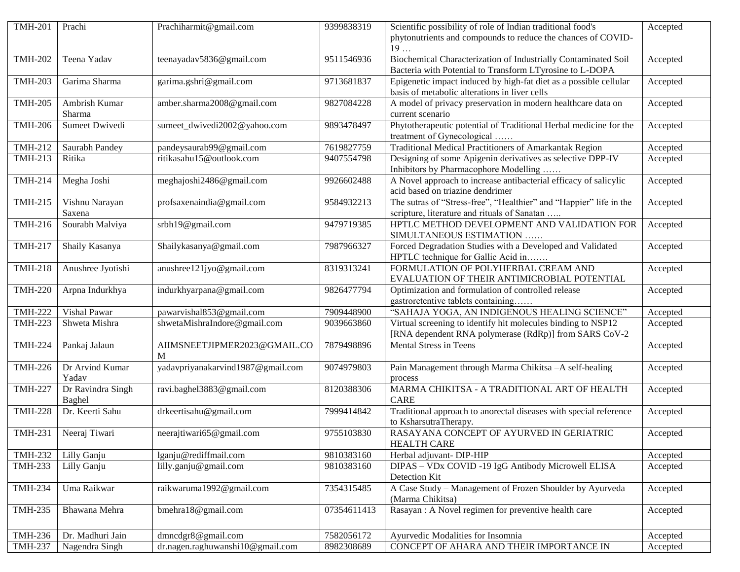| TMH-201 | Prachi | Prachiharmit@gmail.com | 9399838319 | Scientific possibility of role of Indian traditional food's phytonutrients and compounds to reduce the chances of COVID-19 … | Accepted |
|---|---|---|---|---|---|
| TMH-202 | Teena Yadav | teenayadav5836@gmail.com | 9511546936 | Biochemical Characterization of Industrially Contaminated Soil Bacteria with Potential to Transform LTyrosine to L-DOPA | Accepted |
| TMH-203 | Garima Sharma | garima.gshri@gmail.com | 9713681837 | Epigenetic impact induced by high-fat diet as a possible cellular basis of metabolic alterations in liver cells | Accepted |
| TMH-205 | Ambrish Kumar Sharma | amber.sharma2008@gmail.com | 9827084228 | A model of privacy preservation in modern healthcare data on current scenario | Accepted |
| TMH-206 | Sumeet Dwivedi | sumeet_dwivedi2002@yahoo.com | 9893478497 | Phytotherapeutic potential of Traditional Herbal medicine for the treatment of Gynecological …… | Accepted |
| TMH-212 | Saurabh Pandey | pandeysaurab99@gmail.com | 7619827759 | Traditional Medical Practitioners of Amarkantak Region | Accepted |
| TMH-213 | Ritika | ritikasahu15@outlook.com | 9407554798 | Designing of some Apigenin derivatives as selective DPP-IV Inhibitors by Pharmacophore Modelling …… | Accepted |
| TMH-214 | Megha Joshi | meghajoshi2486@gmail.com | 9926602488 | A Novel approach to increase antibacterial efficacy of salicylic acid based on triazine dendrimer | Accepted |
| TMH-215 | Vishnu Narayan Saxena | profsaxenaindia@gmail.com | 9584932213 | The sutras of "Stress-free", "Healthier" and "Happier" life in the scripture, literature and rituals of Sanatan ….. | Accepted |
| TMH-216 | Sourabh Malviya | srbh19@gmail.com | 9479719385 | HPTLC METHOD DEVELOPMENT AND VALIDATION FOR SIMULTANEOUS ESTIMATION …… | Accepted |
| TMH-217 | Shaily Kasanya | Shailykasanya@gmail.com | 7987966327 | Forced Degradation Studies with a Developed and Validated HPTLC technique for Gallic Acid in……. | Accepted |
| TMH-218 | Anushree Jyotishi | anushree121jyo@gmail.com | 8319313241 | FORMULATION OF POLYHERBAL CREAM AND EVALUATION OF THEIR ANTIMICROBIAL POTENTIAL | Accepted |
| TMH-220 | Arpna Indurkhya | indurkhyarpana@gmail.com | 9826477794 | Optimization and formulation of controlled release gastroretentive tablets containing…… | Accepted |
| TMH-222 | Vishal Pawar | pawarvishal853@gmail.com | 7909448900 | "SAHAJA YOGA, AN INDIGENOUS HEALING SCIENCE" | Accepted |
| TMH-223 | Shweta Mishra | shwetaMishraIndore@gmail.com | 9039663860 | Virtual screening to identify hit molecules binding to NSP12 [RNA dependent RNA polymerase (RdRp)] from SARS CoV-2 | Accepted |
| TMH-224 | Pankaj Jalaun | AIIMSNEETJIPMER2023@GMAIL.COM | 7879498896 | Mental Stress in Teens | Accepted |
| TMH-226 | Dr Arvind Kumar Yadav | yadavpriyanakarvind1987@gmail.com | 9074979803 | Pain Management through Marma Chikitsa –A self-healing process | Accepted |
| TMH-227 | Dr Ravindra Singh Baghel | ravi.baghel3883@gmail.com | 8120388306 | MARMA CHIKITSA - A TRADITIONAL ART OF HEALTH CARE | Accepted |
| TMH-228 | Dr. Keerti Sahu | drkeertisahu@gmail.com | 7999414842 | Traditional approach to anorectal diseases with special reference to KsharsutraTherapy. | Accepted |
| TMH-231 | Neeraj Tiwari | neerajtiwari65@gmail.com | 9755103830 | RASAYANA CONCEPT OF AYURVED IN GERIATRIC HEALTH CARE | Accepted |
| TMH-232 | Lilly Ganju | lganju@rediffmail.com | 9810383160 | Herbal adjuvant- DIP-HIP | Accepted |
| TMH-233 | Lilly Ganju | lilly.ganju@gmail.com | 9810383160 | DIPAS – VDx COVID -19 IgG Antibody Microwell ELISA Detection Kit | Accepted |
| TMH-234 | Uma Raikwar | raikwaruma1992@gmail.com | 7354315485 | A Case Study – Management of Frozen Shoulder by Ayurveda (Marma Chikitsa) | Accepted |
| TMH-235 | Bhawana Mehra | bmehra18@gmail.com | 07354611413 | Rasayan : A Novel regimen for preventive health care | Accepted |
| TMH-236 | Dr. Madhuri Jain | dmncdgr8@gmail.com | 7582056172 | Ayurvedic Modalities for Insomnia | Accepted |
| TMH-237 | Nagendra Singh | dr.nagen.raghuwanshi10@gmail.com | 8982308689 | CONCEPT OF AHARA AND THEIR IMPORTANCE IN | Accepted |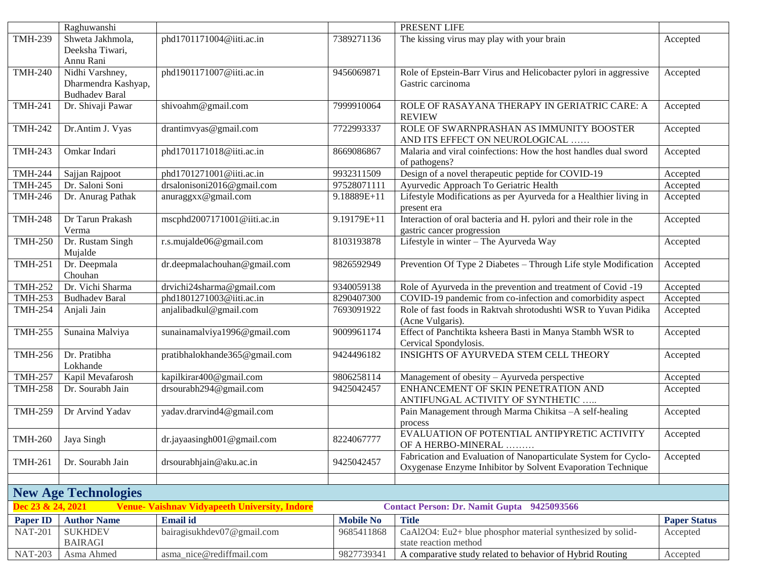| | Raghuwanshi | | | PRESENT LIFE | |
|---|---|---|---|---|---|
| TMH-239 | Shweta Jakhmola, Deeksha Tiwari, Annu Rani | phd1701171004@iiti.ac.in | 7389271136 | The kissing virus may play with your brain | Accepted |
| TMH-240 | Nidhi Varshney, Dharmendra Kashyap, Budhadev Baral | phd1901171007@iiti.ac.in | 9456069871 | Role of Epstein-Barr Virus and Helicobacter pylori in aggressive Gastric carcinoma | Accepted |
| TMH-241 | Dr. Shivaji Pawar | shivoahm@gmail.com | 7999910064 | ROLE OF RASAYANA THERAPY IN GERIATRIC CARE: A REVIEW | Accepted |
| TMH-242 | Dr.Antim J. Vyas | drantimvyas@gmail.com | 7722993337 | ROLE OF SWARNPRASHAN AS IMMUNITY BOOSTER AND ITS EFFECT ON NEUROLOGICAL …… | Accepted |
| TMH-243 | Omkar Indari | phd1701171018@iiti.ac.in | 8669086867 | Malaria and viral coinfections: How the host handles dual sword of pathogens? | Accepted |
| TMH-244 | Sajjan Rajpoot | phd1701271001@iiti.ac.in | 9932311509 | Design of a novel therapeutic peptide for COVID-19 | Accepted |
| TMH-245 | Dr. Saloni Soni | drsalonisoni2016@gmail.com | 97528071111 | Ayurvedic Approach To Geriatric Health | Accepted |
| TMH-246 | Dr. Anurag Pathak | anuraggxx@gmail.com | 9.18889E+11 | Lifestyle Modifications as per Ayurveda for a Healthier living in present era | Accepted |
| TMH-248 | Dr Tarun Prakash Verma | mscphd2007171001@iiti.ac.in | 9.19179E+11 | Interaction of oral bacteria and H. pylori and their role in the gastric cancer progression | Accepted |
| TMH-250 | Dr. Rustam Singh Mujalde | r.s.mujalde06@gmail.com | 8103193878 | Lifestyle in winter – The Ayurveda Way | Accepted |
| TMH-251 | Dr. Deepmala Chouhan | dr.deepmalachouhan@gmail.com | 9826592949 | Prevention Of Type 2 Diabetes – Through Life style Modification | Accepted |
| TMH-252 | Dr. Vichi Sharma | drvichi24sharma@gmail.com | 9340059138 | Role of Ayurveda in the prevention and treatment of Covid -19 | Accepted |
| TMH-253 | Budhadev Baral | phd1801271003@iiti.ac.in | 8290407300 | COVID-19 pandemic from co-infection and comorbidity aspect | Accepted |
| TMH-254 | Anjali Jain | anjalibadkul@gmail.com | 7693091922 | Role of fast foods in Raktvah shrotodushti WSR to Yuvan Pidika (Acne Vulgaris). | Accepted |
| TMH-255 | Sunaina Malviya | sunainamalviya1996@gmail.com | 9009961174 | Effect of Panchtikta ksheera Basti in Manya Stambh WSR to Cervical Spondylosis. | Accepted |
| TMH-256 | Dr. Pratibha Lokhande | pratibhalokhande365@gmail.com | 9424496182 | INSIGHTS OF AYURVEDA STEM CELL THEORY | Accepted |
| TMH-257 | Kapil Mevafarosh | kapilkirar400@gmail.com | 9806258114 | Management of obesity – Ayurveda perspective | Accepted |
| TMH-258 | Dr. Sourabh Jain | drsourabh294@gmail.com | 9425042457 | ENHANCEMENT OF SKIN PENETRATION AND ANTIFUNGAL ACTIVITY OF SYNTHETIC ….. | Accepted |
| TMH-259 | Dr Arvind Yadav | yadav.drarvind4@gmail.com | | Pain Management through Marma Chikitsa –A self-healing process | Accepted |
| TMH-260 | Jaya Singh | dr.jayaasingh001@gmail.com | 8224067777 | EVALUATION OF POTENTIAL ANTIPYRETIC ACTIVITY OF A HERBO-MINERAL ……… | Accepted |
| TMH-261 | Dr. Sourabh Jain | drsourabhjain@aku.ac.in | 9425042457 | Fabrication and Evaluation of Nanoparticulate System for Cyclo-Oxygenase Enzyme Inhibitor by Solvent Evaporation Technique | Accepted |

## New Age Technologies

**Dec 23 & 24, 2021** **Venue- Vaishnav Vidyapeeth University, Indore** **Contact Person: Dr. Namit Gupta 9425093566**

| Paper ID | Author Name | Email id | Mobile No | Title | Paper Status |
|---|---|---|---|---|---|
| NAT-201 | SUKHDEV BAIRAGI | bairagisukhdev07@gmail.com | 9685411868 | $CaAl_2O_4$: $Eu^{2+}$ blue phosphor material synthesized by solid-state reaction method | Accepted |
| NAT-203 | Asma Ahmed | asma_nice@rediffmail.com | 9827739341 | A comparative study related to behavior of Hybrid Routing | Accepted |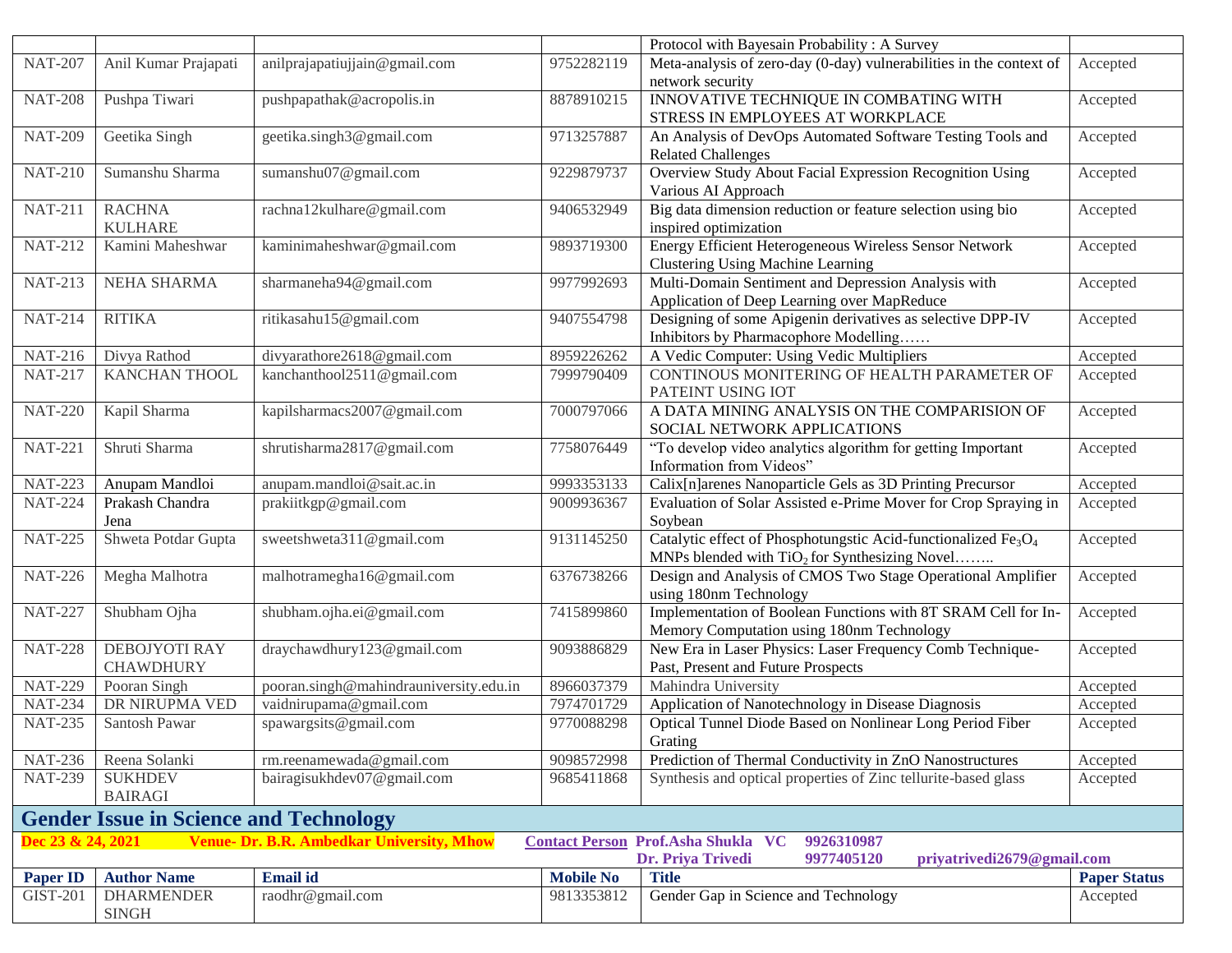| | | | | Protocol with Bayesain Probability : A Survey | |
|---|---|---|---|---|---|
| NAT-207 | Anil Kumar Prajapati | anilprajapatiujjain@gmail.com | 9752282119 | Meta-analysis of zero-day (0-day) vulnerabilities in the context of network security | Accepted |
| NAT-208 | Pushpa Tiwari | pushpapathak@acropolis.in | 8878910215 | INNOVATIVE TECHNIQUE IN COMBATING WITH STRESS IN EMPLOYEES AT WORKPLACE | Accepted |
| NAT-209 | Geetika Singh | geetika.singh3@gmail.com | 9713257887 | An Analysis of DevOps Automated Software Testing Tools and Related Challenges | Accepted |
| NAT-210 | Sumanshu Sharma | sumanshu07@gmail.com | 9229879737 | Overview Study About Facial Expression Recognition Using Various AI Approach | Accepted |
| NAT-211 | RACHNA KULHARE | rachna12kulhare@gmail.com | 9406532949 | Big data dimension reduction or feature selection using bio inspired optimization | Accepted |
| NAT-212 | Kamini Maheshwar | kaminimaheshwar@gmail.com | 9893719300 | Energy Efficient Heterogeneous Wireless Sensor Network Clustering Using Machine Learning | Accepted |
| NAT-213 | NEHA SHARMA | sharmaneha94@gmail.com | 9977992693 | Multi-Domain Sentiment and Depression Analysis with Application of Deep Learning over MapReduce | Accepted |
| NAT-214 | RITIKA | ritikasahu15@gmail.com | 9407554798 | Designing of some Apigenin derivatives as selective DPP-IV Inhibitors by Pharmacophore Modelling…… | Accepted |
| NAT-216 | Divya Rathod | divyarathore2618@gmail.com | 8959226262 | A Vedic Computer: Using Vedic Multipliers | Accepted |
| NAT-217 | KANCHAN THOOL | kanchanthool2511@gmail.com | 7999790409 | CONTINOUS MONITERING OF HEALTH PARAMETER OF PATEINT USING IOT | Accepted |
| NAT-220 | Kapil Sharma | kapilsharmacs2007@gmail.com | 7000797066 | A DATA MINING ANALYSIS ON THE COMPARISION OF SOCIAL NETWORK APPLICATIONS | Accepted |
| NAT-221 | Shruti Sharma | shrutisharma2817@gmail.com | 7758076449 | "To develop video analytics algorithm for getting Important Information from Videos" | Accepted |
| NAT-223 | Anupam Mandloi | anupam.mandloi@sait.ac.in | 9993353133 | Calix[n]arenes Nanoparticle Gels as 3D Printing Precursor | Accepted |
| NAT-224 | Prakash Chandra Jena | prakiitkgp@gmail.com | 9009936367 | Evaluation of Solar Assisted e-Prime Mover for Crop Spraying in Soybean | Accepted |
| NAT-225 | Shweta Potdar Gupta | sweetshweta311@gmail.com | 9131145250 | Catalytic effect of Phosphotungstic Acid-functionalized $Fe_3O_4$ MNPs blended with $TiO_2$ for Synthesizing Novel…….. | Accepted |
| NAT-226 | Megha Malhotra | malhotramegha16@gmail.com | 6376738266 | Design and Analysis of CMOS Two Stage Operational Amplifier using 180nm Technology | Accepted |
| NAT-227 | Shubham Ojha | shubham.ojha.ei@gmail.com | 7415899860 | Implementation of Boolean Functions with 8T SRAM Cell for In-Memory Computation using 180nm Technology | Accepted |
| NAT-228 | DEBOJYOTI RAY CHAWDHURY | draychawdhury123@gmail.com | 9093886829 | New Era in Laser Physics: Laser Frequency Comb Technique-Past, Present and Future Prospects | Accepted |
| NAT-229 | Pooran Singh | pooran.singh@mahindrauniversity.edu.in | 8966037379 | Mahindra University | Accepted |
| NAT-234 | DR NIRUPMA VED | vaidnirupama@gmail.com | 7974701729 | Application of Nanotechnology in Disease Diagnosis | Accepted |
| NAT-235 | Santosh Pawar | spawargsits@gmail.com | 9770088298 | Optical Tunnel Diode Based on Nonlinear Long Period Fiber Grating | Accepted |
| NAT-236 | Reena Solanki | rm.reenamewada@gmail.com | 9098572998 | Prediction of Thermal Conductivity in ZnO Nanostructures | Accepted |
| NAT-239 | SUKHDEV BAIRAGI | bairagisukhdev07@gmail.com | 9685411868 | Synthesis and optical properties of Zinc tellurite-based glass | Accepted |

## Gender Issue in Science and Technology

**Dec 23 & 24, 2021** **Venue- Dr. B.R. Ambedkar University, Mhow** **Contact Person** **Prof.Asha Shukla VC 9926310987**
**Dr. Priya Trivedi 9977405120 priyatrivedi2679@gmail.com**

| Paper ID | Author Name | Email id | Mobile No | Title | Paper Status |
|---|---|---|---|---|---|
| GIST-201 | DHARMENDER SINGH | raodhr@gmail.com | 9813353812 | Gender Gap in Science and Technology | Accepted |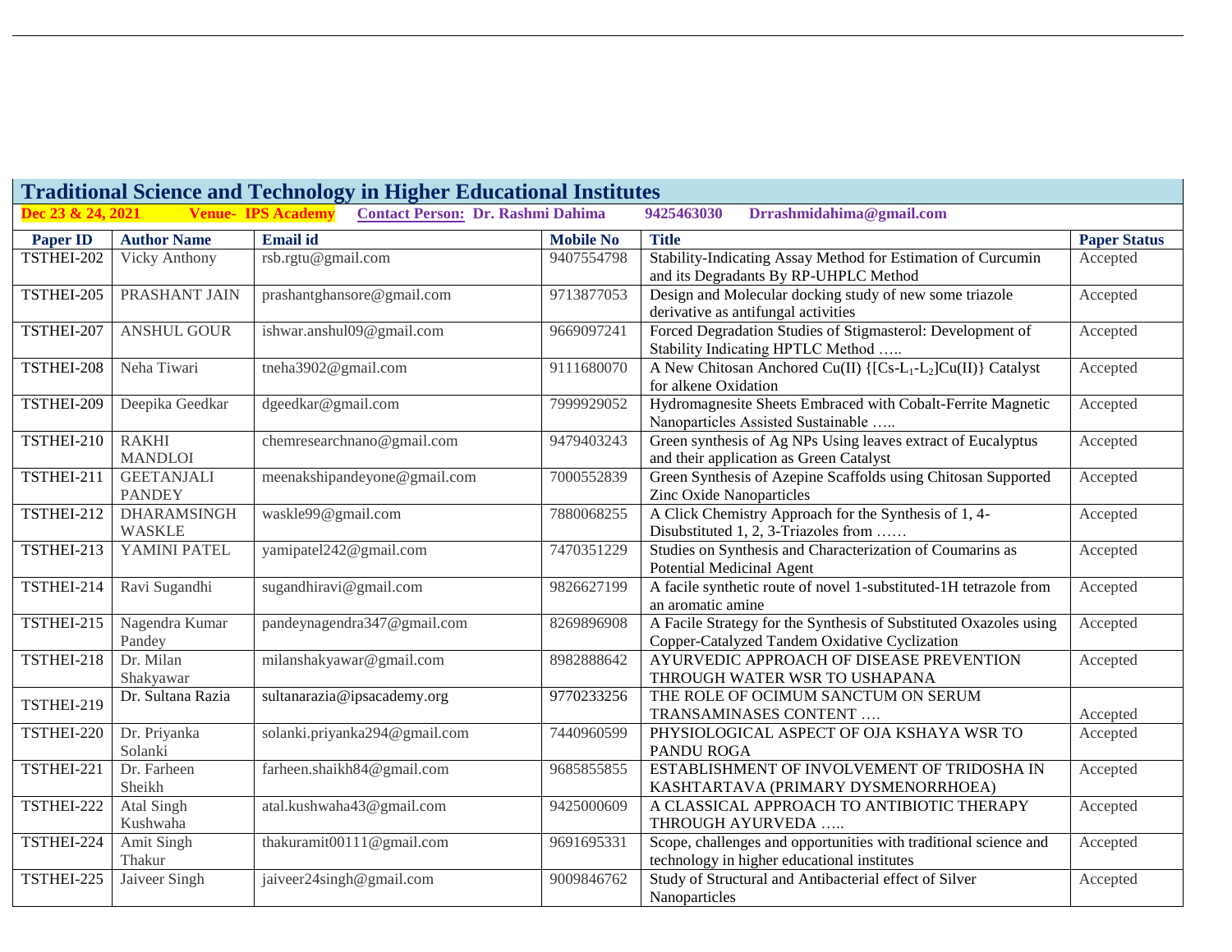## Traditional Science and Technology in Higher Educational Institutes

**Dec 23 & 24, 2021** **Venue- IPS Academy** **Contact Person: Dr. Rashmi Dahima** **9425463030** **Drrashmidahima@gmail.com**

| Paper ID | Author Name | Email id | Mobile No | Title | Paper Status |
|---|---|---|---|---|---|
| TSTHEI-202 | Vicky Anthony | rsb.rgtu@gmail.com | 9407554798 | Stability-Indicating Assay Method for Estimation of Curcumin and its Degradants By RP-UHPLC Method | Accepted |
| TSTHEI-205 | PRASHANT JAIN | prashantghansore@gmail.com | 9713877053 | Design and Molecular docking study of new some triazole derivative as antifungal activities | Accepted |
| TSTHEI-207 | ANSHUL GOUR | ishwar.anshul09@gmail.com | 9669097241 | Forced Degradation Studies of Stigmasterol: Development of Stability Indicating HPTLC Method ….. | Accepted |
| TSTHEI-208 | Neha Tiwari | tneha3902@gmail.com | 9111680070 | A New Chitosan Anchored Cu(II) {[Cs-$L_1$-$L_2$]Cu(II)} Catalyst for alkene Oxidation | Accepted |
| TSTHEI-209 | Deepika Geedkar | dgeedkar@gmail.com | 7999929052 | Hydromagnesite Sheets Embraced with Cobalt-Ferrite Magnetic Nanoparticles Assisted Sustainable ….. | Accepted |
| TSTHEI-210 | RAKHI MANDLOI | chemresearchnano@gmail.com | 9479403243 | Green synthesis of Ag NPs Using leaves extract of Eucalyptus and their application as Green Catalyst | Accepted |
| TSTHEI-211 | GEETANJALI PANDEY | meenakshipandeyone@gmail.com | 7000552839 | Green Synthesis of Azepine Scaffolds using Chitosan Supported Zinc Oxide Nanoparticles | Accepted |
| TSTHEI-212 | DHARAMSINGH WASKLE | waskle99@gmail.com | 7880068255 | A Click Chemistry Approach for the Synthesis of 1, 4-Disubstituted 1, 2, 3-Triazoles from …… | Accepted |
| TSTHEI-213 | YAMINI PATEL | yamipatel242@gmail.com | 7470351229 | Studies on Synthesis and Characterization of Coumarins as Potential Medicinal Agent | Accepted |
| TSTHEI-214 | Ravi Sugandhi | sugandhiravi@gmail.com | 9826627199 | A facile synthetic route of novel 1-substituted-1H tetrazole from an aromatic amine | Accepted |
| TSTHEI-215 | Nagendra Kumar Pandey | pandeynagendra347@gmail.com | 8269896908 | A Facile Strategy for the Synthesis of Substituted Oxazoles using Copper-Catalyzed Tandem Oxidative Cyclization | Accepted |
| TSTHEI-218 | Dr. Milan Shakyawar | milanshakyawar@gmail.com | 8982888642 | AYURVEDIC APPROACH OF DISEASE PREVENTION THROUGH WATER WSR TO USHAPANA | Accepted |
| TSTHEI-219 | Dr. Sultana Razia | sultanarazia@ipsacademy.org | 9770233256 | THE ROLE OF OCIMUM SANCTUM ON SERUM TRANSAMINASES CONTENT …. | Accepted |
| TSTHEI-220 | Dr. Priyanka Solanki | solanki.priyanka294@gmail.com | 7440960599 | PHYSIOLOGICAL ASPECT OF OJA KSHAYA WSR TO PANDU ROGA | Accepted |
| TSTHEI-221 | Dr. Farheen Sheikh | farheen.shaikh84@gmail.com | 9685855855 | ESTABLISHMENT OF INVOLVEMENT OF TRIDOSHA IN KASHTARTAVA (PRIMARY DYSMENORRHOEA) | Accepted |
| TSTHEI-222 | Atal Singh Kushwaha | atal.kushwaha43@gmail.com | 9425000609 | A CLASSICAL APPROACH TO ANTIBIOTIC THERAPY THROUGH AYURVEDA ….. | Accepted |
| TSTHEI-224 | Amit Singh Thakur | thakuramit00111@gmail.com | 9691695331 | Scope, challenges and opportunities with traditional science and technology in higher educational institutes | Accepted |
| TSTHEI-225 | Jaiveer Singh | jaiveer24singh@gmail.com | 9009846762 | Study of Structural and Antibacterial effect of Silver Nanoparticles | Accepted |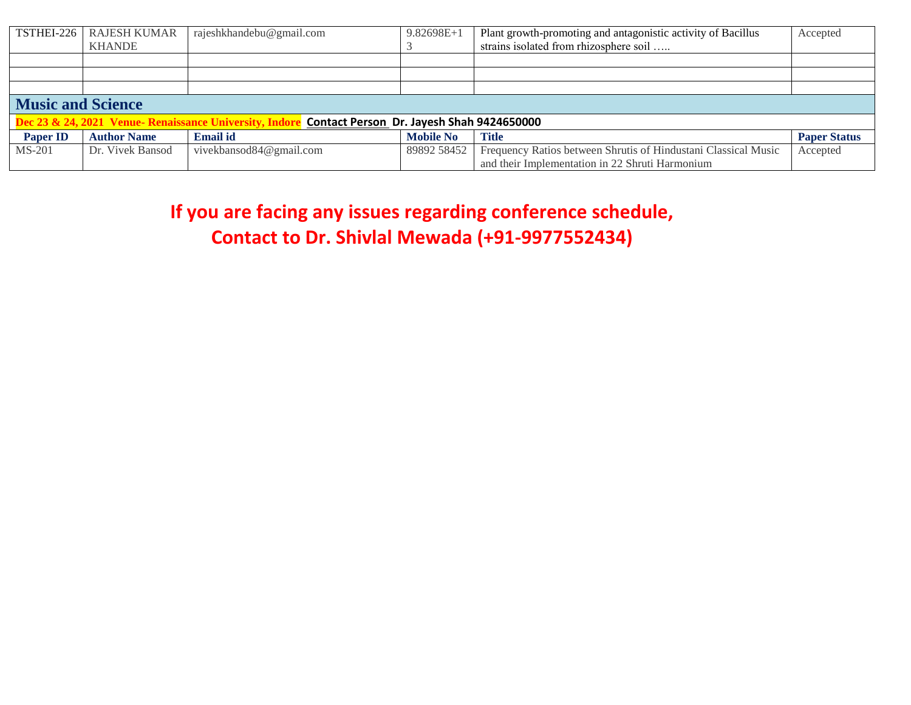| | | | | | |
|---|---|---|---|---|---|
| TSTHEI-226 | RAJESH KUMAR KHANDE | rajeshkhandebu@gmail.com | 9.82698E+13 | Plant growth-promoting and antagonistic activity of Bacillus strains isolated from rhizosphere soil ….. | Accepted |
| | | | | | |
| | | | | | |
| | | | | | |

## Music and Science

**Dec 23 & 24, 2021 Venue- Renaissance University, Indore** **Contact Person Dr. Jayesh Shah 9424650000**

| Paper ID | Author Name | Email id | Mobile No | Title | Paper Status |
|---|---|---|---|---|---|
| MS-201 | Dr. Vivek Bansod | vivekbansod84@gmail.com | 89892 58452 | Frequency Ratios between Shrutis of Hindustani Classical Music and their Implementation in 22 Shruti Harmonium | Accepted |

**If you are facing any issues regarding conference schedule, Contact to Dr. Shivlal Mewada (+91-9977552434)**